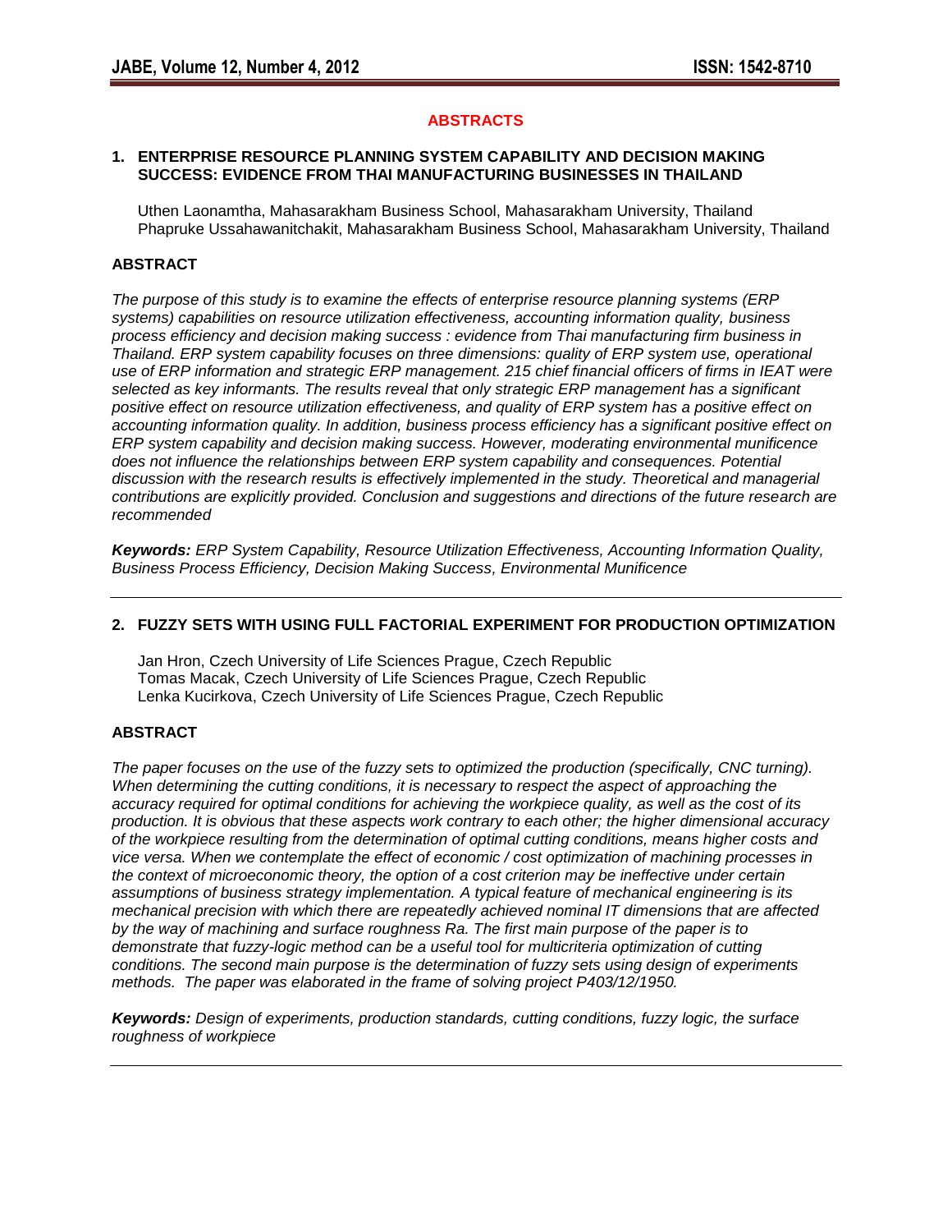# ABSTRACTS

## 1. ENTERPRISE RESOURCE PLANNING SYSTEM CAPABILITY AND DECISION MAKING SUCCESS: EVIDENCE FROM THAI MANUFACTURING BUSINESSES IN THAILAND

Uthen Laonamtha, Mahasarakham Business School, Mahasarakham University, Thailand
Phapruke Ussahawanitchakit, Mahasarakham Business School, Mahasarakham University, Thailand

### ABSTRACT

*The purpose of this study is to examine the effects of enterprise resource planning systems (ERP systems) capabilities on resource utilization effectiveness, accounting information quality, business process efficiency and decision making success : evidence from Thai manufacturing firm business in Thailand. ERP system capability focuses on three dimensions: quality of ERP system use, operational use of ERP information and strategic ERP management. 215 chief financial officers of firms in IEAT were selected as key informants. The results reveal that only strategic ERP management has a significant positive effect on resource utilization effectiveness, and quality of ERP system has a positive effect on accounting information quality. In addition, business process efficiency has a significant positive effect on ERP system capability and decision making success. However, moderating environmental munificence does not influence the relationships between ERP system capability and consequences. Potential discussion with the research results is effectively implemented in the study. Theoretical and managerial contributions are explicitly provided. Conclusion and suggestions and directions of the future research are recommended*

***Keywords:*** *ERP System Capability, Resource Utilization Effectiveness, Accounting Information Quality, Business Process Efficiency, Decision Making Success, Environmental Munificence*

---

## 2. FUZZY SETS WITH USING FULL FACTORIAL EXPERIMENT FOR PRODUCTION OPTIMIZATION

Jan Hron, Czech University of Life Sciences Prague, Czech Republic
Tomas Macak, Czech University of Life Sciences Prague, Czech Republic
Lenka Kucirkova, Czech University of Life Sciences Prague, Czech Republic

### ABSTRACT

*The paper focuses on the use of the fuzzy sets to optimized the production (specifically, CNC turning). When determining the cutting conditions, it is necessary to respect the aspect of approaching the accuracy required for optimal conditions for achieving the workpiece quality, as well as the cost of its production. It is obvious that these aspects work contrary to each other; the higher dimensional accuracy of the workpiece resulting from the determination of optimal cutting conditions, means higher costs and vice versa. When we contemplate the effect of economic / cost optimization of machining processes in the context of microeconomic theory, the option of a cost criterion may be ineffective under certain assumptions of business strategy implementation. A typical feature of mechanical engineering is its mechanical precision with which there are repeatedly achieved nominal IT dimensions that are affected by the way of machining and surface roughness Ra. The first main purpose of the paper is to demonstrate that fuzzy-logic method can be a useful tool for multicriteria optimization of cutting conditions. The second main purpose is the determination of fuzzy sets using design of experiments methods. The paper was elaborated in the frame of solving project P403/12/1950.*

***Keywords:*** *Design of experiments, production standards, cutting conditions, fuzzy logic, the surface roughness of workpiece*

---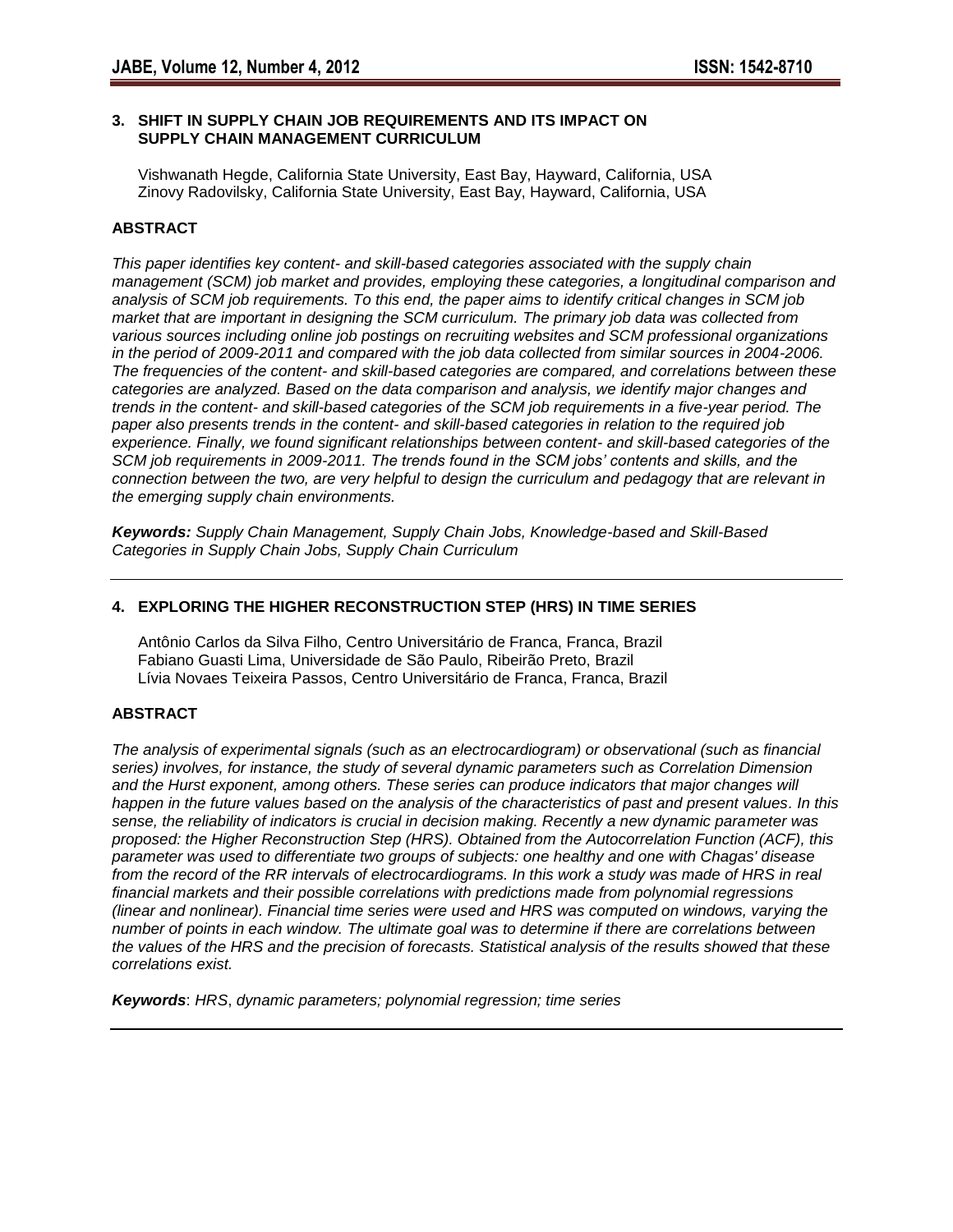## 3. SHIFT IN SUPPLY CHAIN JOB REQUIREMENTS AND ITS IMPACT ON SUPPLY CHAIN MANAGEMENT CURRICULUM

Vishwanath Hegde, California State University, East Bay, Hayward, California, USA
Zinovy Radovilsky, California State University, East Bay, Hayward, California, USA

### ABSTRACT

*This paper identifies key content- and skill-based categories associated with the supply chain management (SCM) job market and provides, employing these categories, a longitudinal comparison and analysis of SCM job requirements. To this end, the paper aims to identify critical changes in SCM job market that are important in designing the SCM curriculum. The primary job data was collected from various sources including online job postings on recruiting websites and SCM professional organizations in the period of 2009-2011 and compared with the job data collected from similar sources in 2004-2006. The frequencies of the content- and skill-based categories are compared, and correlations between these categories are analyzed. Based on the data comparison and analysis, we identify major changes and trends in the content- and skill-based categories of the SCM job requirements in a five-year period. The paper also presents trends in the content- and skill-based categories in relation to the required job experience. Finally, we found significant relationships between content- and skill-based categories of the SCM job requirements in 2009-2011. The trends found in the SCM jobs' contents and skills, and the connection between the two, are very helpful to design the curriculum and pedagogy that are relevant in the emerging supply chain environments.*

***Keywords:*** *Supply Chain Management, Supply Chain Jobs, Knowledge-based and Skill-Based Categories in Supply Chain Jobs, Supply Chain Curriculum*

---

## 4. EXPLORING THE HIGHER RECONSTRUCTION STEP (HRS) IN TIME SERIES

Antônio Carlos da Silva Filho, Centro Universitário de Franca, Franca, Brazil
Fabiano Guasti Lima, Universidade de São Paulo, Ribeirão Preto, Brazil
Lívia Novaes Teixeira Passos, Centro Universitário de Franca, Franca, Brazil

### ABSTRACT

*The analysis of experimental signals (such as an electrocardiogram) or observational (such as financial series) involves, for instance, the study of several dynamic parameters such as Correlation Dimension and the Hurst exponent, among others. These series can produce indicators that major changes will happen in the future values based on the analysis of the characteristics of past and present values. In this sense, the reliability of indicators is crucial in decision making. Recently a new dynamic parameter was proposed: the Higher Reconstruction Step (HRS). Obtained from the Autocorrelation Function (ACF), this parameter was used to differentiate two groups of subjects: one healthy and one with Chagas' disease from the record of the RR intervals of electrocardiograms. In this work a study was made of HRS in real financial markets and their possible correlations with predictions made from polynomial regressions (linear and nonlinear). Financial time series were used and HRS was computed on windows, varying the number of points in each window. The ultimate goal was to determine if there are correlations between the values of the HRS and the precision of forecasts. Statistical analysis of the results showed that these correlations exist.*

***Keywords***: *HRS*, *dynamic parameters; polynomial regression; time series*

---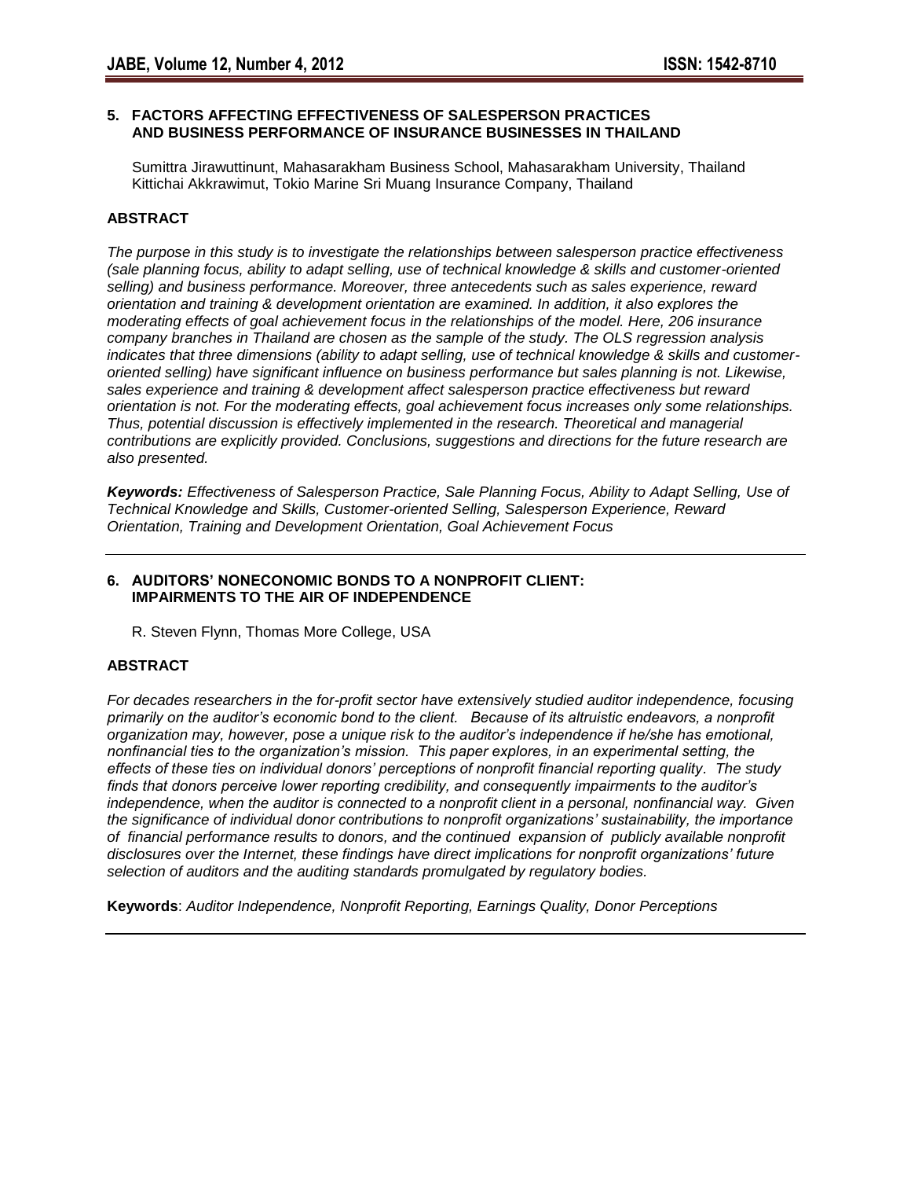## 5. FACTORS AFFECTING EFFECTIVENESS OF SALESPERSON PRACTICES AND BUSINESS PERFORMANCE OF INSURANCE BUSINESSES IN THAILAND

Sumittra Jirawuttinunt, Mahasarakham Business School, Mahasarakham University, Thailand
Kittichai Akkrawimut, Tokio Marine Sri Muang Insurance Company, Thailand

### ABSTRACT

*The purpose in this study is to investigate the relationships between salesperson practice effectiveness (sale planning focus, ability to adapt selling, use of technical knowledge & skills and customer-oriented selling) and business performance. Moreover, three antecedents such as sales experience, reward orientation and training & development orientation are examined. In addition, it also explores the moderating effects of goal achievement focus in the relationships of the model. Here, 206 insurance company branches in Thailand are chosen as the sample of the study. The OLS regression analysis indicates that three dimensions (ability to adapt selling, use of technical knowledge & skills and customer-oriented selling) have significant influence on business performance but sales planning is not. Likewise, sales experience and training & development affect salesperson practice effectiveness but reward orientation is not. For the moderating effects, goal achievement focus increases only some relationships. Thus, potential discussion is effectively implemented in the research. Theoretical and managerial contributions are explicitly provided. Conclusions, suggestions and directions for the future research are also presented.*

***Keywords:*** *Effectiveness of Salesperson Practice, Sale Planning Focus, Ability to Adapt Selling, Use of Technical Knowledge and Skills, Customer-oriented Selling, Salesperson Experience, Reward Orientation, Training and Development Orientation, Goal Achievement Focus*

---

## 6. AUDITORS' NONECONOMIC BONDS TO A NONPROFIT CLIENT: IMPAIRMENTS TO THE AIR OF INDEPENDENCE

R. Steven Flynn, Thomas More College, USA

### ABSTRACT

*For decades researchers in the for-profit sector have extensively studied auditor independence, focusing primarily on the auditor's economic bond to the client. Because of its altruistic endeavors, a nonprofit organization may, however, pose a unique risk to the auditor's independence if he/she has emotional, nonfinancial ties to the organization's mission. This paper explores, in an experimental setting, the effects of these ties on individual donors' perceptions of nonprofit financial reporting quality. The study finds that donors perceive lower reporting credibility, and consequently impairments to the auditor's independence, when the auditor is connected to a nonprofit client in a personal, nonfinancial way. Given the significance of individual donor contributions to nonprofit organizations' sustainability, the importance of financial performance results to donors, and the continued expansion of publicly available nonprofit disclosures over the Internet, these findings have direct implications for nonprofit organizations' future selection of auditors and the auditing standards promulgated by regulatory bodies.*

**Keywords**: *Auditor Independence, Nonprofit Reporting, Earnings Quality, Donor Perceptions*

---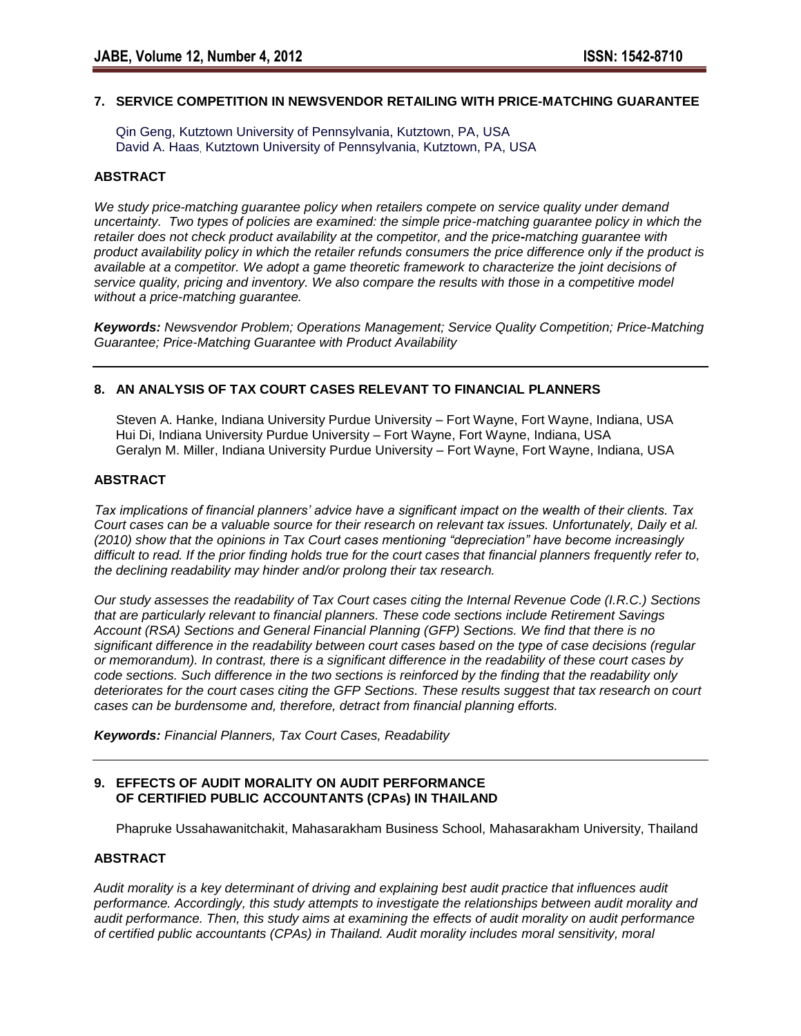## 7. SERVICE COMPETITION IN NEWSVENDOR RETAILING WITH PRICE-MATCHING GUARANTEE

Qin Geng, Kutztown University of Pennsylvania, Kutztown, PA, USA
David A. Haas, Kutztown University of Pennsylvania, Kutztown, PA, USA

### ABSTRACT

*We study price-matching guarantee policy when retailers compete on service quality under demand uncertainty. Two types of policies are examined: the simple price-matching guarantee policy in which the retailer does not check product availability at the competitor, and the price-matching guarantee with product availability policy in which the retailer refunds consumers the price difference only if the product is available at a competitor. We adopt a game theoretic framework to characterize the joint decisions of service quality, pricing and inventory. We also compare the results with those in a competitive model without a price-matching guarantee.*

***Keywords:*** *Newsvendor Problem; Operations Management; Service Quality Competition; Price-Matching Guarantee; Price-Matching Guarantee with Product Availability*

---

## 8. AN ANALYSIS OF TAX COURT CASES RELEVANT TO FINANCIAL PLANNERS

Steven A. Hanke, Indiana University Purdue University – Fort Wayne, Fort Wayne, Indiana, USA
Hui Di, Indiana University Purdue University – Fort Wayne, Fort Wayne, Indiana, USA
Geralyn M. Miller, Indiana University Purdue University – Fort Wayne, Fort Wayne, Indiana, USA

### ABSTRACT

*Tax implications of financial planners' advice have a significant impact on the wealth of their clients. Tax Court cases can be a valuable source for their research on relevant tax issues. Unfortunately, Daily et al. (2010) show that the opinions in Tax Court cases mentioning "depreciation" have become increasingly difficult to read. If the prior finding holds true for the court cases that financial planners frequently refer to, the declining readability may hinder and/or prolong their tax research.*

*Our study assesses the readability of Tax Court cases citing the Internal Revenue Code (I.R.C.) Sections that are particularly relevant to financial planners. These code sections include Retirement Savings Account (RSA) Sections and General Financial Planning (GFP) Sections. We find that there is no significant difference in the readability between court cases based on the type of case decisions (regular or memorandum). In contrast, there is a significant difference in the readability of these court cases by code sections. Such difference in the two sections is reinforced by the finding that the readability only deteriorates for the court cases citing the GFP Sections. These results suggest that tax research on court cases can be burdensome and, therefore, detract from financial planning efforts.*

***Keywords:*** *Financial Planners, Tax Court Cases, Readability*

---

## 9. EFFECTS OF AUDIT MORALITY ON AUDIT PERFORMANCE OF CERTIFIED PUBLIC ACCOUNTANTS (CPAs) IN THAILAND

Phapruke Ussahawanitchakit, Mahasarakham Business School, Mahasarakham University, Thailand

### ABSTRACT

*Audit morality is a key determinant of driving and explaining best audit practice that influences audit performance. Accordingly, this study attempts to investigate the relationships between audit morality and audit performance. Then, this study aims at examining the effects of audit morality on audit performance of certified public accountants (CPAs) in Thailand. Audit morality includes moral sensitivity, moral*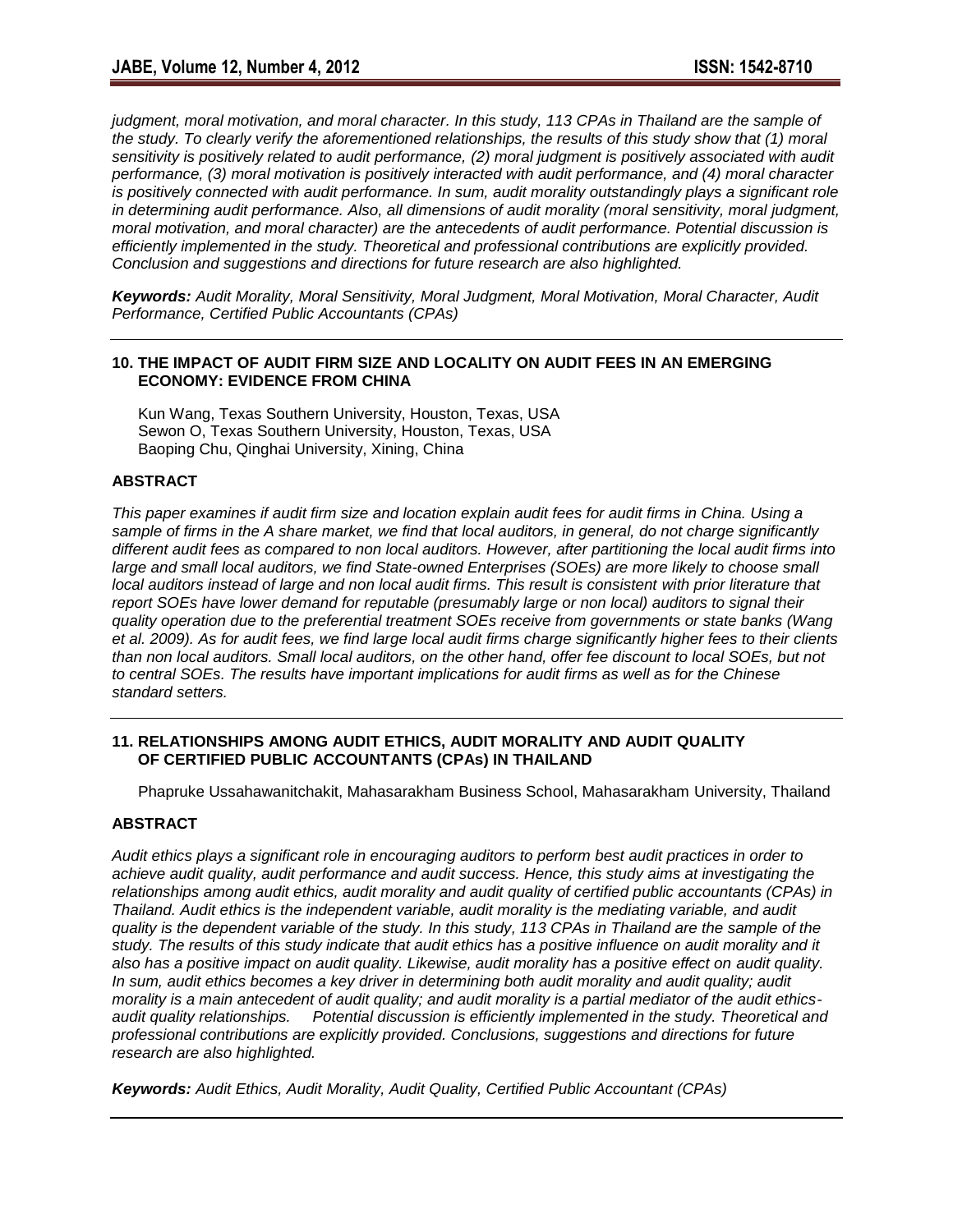*judgment, moral motivation, and moral character. In this study, 113 CPAs in Thailand are the sample of the study. To clearly verify the aforementioned relationships, the results of this study show that (1) moral sensitivity is positively related to audit performance, (2) moral judgment is positively associated with audit performance, (3) moral motivation is positively interacted with audit performance, and (4) moral character is positively connected with audit performance. In sum, audit morality outstandingly plays a significant role in determining audit performance. Also, all dimensions of audit morality (moral sensitivity, moral judgment, moral motivation, and moral character) are the antecedents of audit performance. Potential discussion is efficiently implemented in the study. Theoretical and professional contributions are explicitly provided. Conclusion and suggestions and directions for future research are also highlighted.*

***Keywords:*** *Audit Morality, Moral Sensitivity, Moral Judgment, Moral Motivation, Moral Character, Audit Performance, Certified Public Accountants (CPAs)*

---

### 10. THE IMPACT OF AUDIT FIRM SIZE AND LOCALITY ON AUDIT FEES IN AN EMERGING ECONOMY: EVIDENCE FROM CHINA

Kun Wang, Texas Southern University, Houston, Texas, USA
Sewon O, Texas Southern University, Houston, Texas, USA
Baoping Chu, Qinghai University, Xining, China

#### ABSTRACT

*This paper examines if audit firm size and location explain audit fees for audit firms in China. Using a sample of firms in the A share market, we find that local auditors, in general, do not charge significantly different audit fees as compared to non local auditors. However, after partitioning the local audit firms into large and small local auditors, we find State-owned Enterprises (SOEs) are more likely to choose small local auditors instead of large and non local audit firms. This result is consistent with prior literature that report SOEs have lower demand for reputable (presumably large or non local) auditors to signal their quality operation due to the preferential treatment SOEs receive from governments or state banks (Wang et al. 2009). As for audit fees, we find large local audit firms charge significantly higher fees to their clients than non local auditors. Small local auditors, on the other hand, offer fee discount to local SOEs, but not to central SOEs. The results have important implications for audit firms as well as for the Chinese standard setters.*

---

### 11. RELATIONSHIPS AMONG AUDIT ETHICS, AUDIT MORALITY AND AUDIT QUALITY OF CERTIFIED PUBLIC ACCOUNTANTS (CPAs) IN THAILAND

Phapruke Ussahawanitchakit, Mahasarakham Business School, Mahasarakham University, Thailand

#### ABSTRACT

*Audit ethics plays a significant role in encouraging auditors to perform best audit practices in order to achieve audit quality, audit performance and audit success. Hence, this study aims at investigating the relationships among audit ethics, audit morality and audit quality of certified public accountants (CPAs) in Thailand. Audit ethics is the independent variable, audit morality is the mediating variable, and audit quality is the dependent variable of the study. In this study, 113 CPAs in Thailand are the sample of the study. The results of this study indicate that audit ethics has a positive influence on audit morality and it also has a positive impact on audit quality. Likewise, audit morality has a positive effect on audit quality. In sum, audit ethics becomes a key driver in determining both audit morality and audit quality; audit morality is a main antecedent of audit quality; and audit morality is a partial mediator of the audit ethics-audit quality relationships. Potential discussion is efficiently implemented in the study. Theoretical and professional contributions are explicitly provided. Conclusions, suggestions and directions for future research are also highlighted.*

***Keywords:*** *Audit Ethics, Audit Morality, Audit Quality, Certified Public Accountant (CPAs)*

---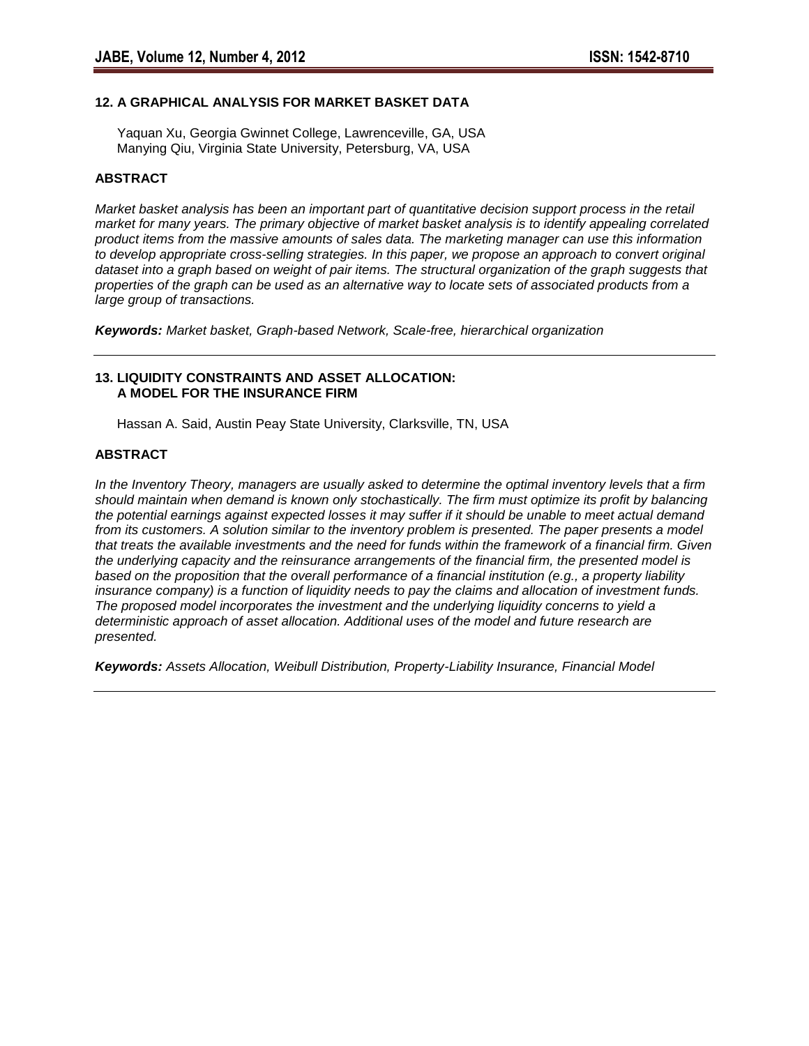## 12. A GRAPHICAL ANALYSIS FOR MARKET BASKET DATA

Yaquan Xu, Georgia Gwinnet College, Lawrenceville, GA, USA
Manying Qiu, Virginia State University, Petersburg, VA, USA

### ABSTRACT

*Market basket analysis has been an important part of quantitative decision support process in the retail market for many years. The primary objective of market basket analysis is to identify appealing correlated product items from the massive amounts of sales data. The marketing manager can use this information to develop appropriate cross-selling strategies. In this paper, we propose an approach to convert original dataset into a graph based on weight of pair items. The structural organization of the graph suggests that properties of the graph can be used as an alternative way to locate sets of associated products from a large group of transactions.*

***Keywords:*** *Market basket, Graph-based Network, Scale-free, hierarchical organization*

---

## 13. LIQUIDITY CONSTRAINTS AND ASSET ALLOCATION: A MODEL FOR THE INSURANCE FIRM

Hassan A. Said, Austin Peay State University, Clarksville, TN, USA

### ABSTRACT

*In the Inventory Theory, managers are usually asked to determine the optimal inventory levels that a firm should maintain when demand is known only stochastically. The firm must optimize its profit by balancing the potential earnings against expected losses it may suffer if it should be unable to meet actual demand from its customers. A solution similar to the inventory problem is presented. The paper presents a model that treats the available investments and the need for funds within the framework of a financial firm. Given the underlying capacity and the reinsurance arrangements of the financial firm, the presented model is based on the proposition that the overall performance of a financial institution (e.g., a property liability insurance company) is a function of liquidity needs to pay the claims and allocation of investment funds. The proposed model incorporates the investment and the underlying liquidity concerns to yield a deterministic approach of asset allocation. Additional uses of the model and future research are presented.*

***Keywords:*** *Assets Allocation, Weibull Distribution, Property-Liability Insurance, Financial Model*

---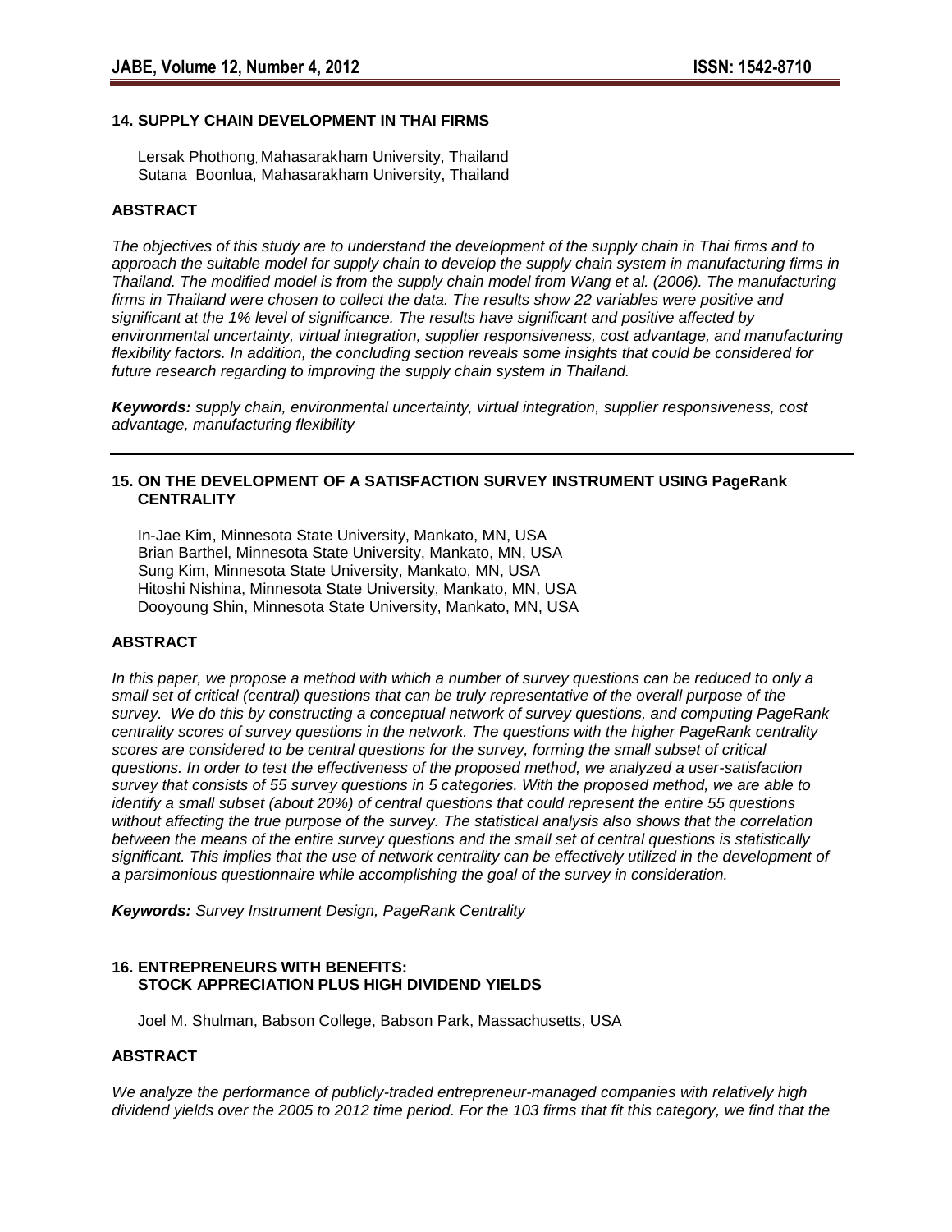## 14. SUPPLY CHAIN DEVELOPMENT IN THAI FIRMS

Lersak Phothong, Mahasarakham University, Thailand
Sutana Boonlua, Mahasarakham University, Thailand

### ABSTRACT

*The objectives of this study are to understand the development of the supply chain in Thai firms and to approach the suitable model for supply chain to develop the supply chain system in manufacturing firms in Thailand. The modified model is from the supply chain model from Wang et al. (2006). The manufacturing firms in Thailand were chosen to collect the data. The results show 22 variables were positive and significant at the 1% level of significance. The results have significant and positive affected by environmental uncertainty, virtual integration, supplier responsiveness, cost advantage, and manufacturing flexibility factors. In addition, the concluding section reveals some insights that could be considered for future research regarding to improving the supply chain system in Thailand.*

***Keywords:*** *supply chain, environmental uncertainty, virtual integration, supplier responsiveness, cost advantage, manufacturing flexibility*

---

## 15. ON THE DEVELOPMENT OF A SATISFACTION SURVEY INSTRUMENT USING PageRank CENTRALITY

In-Jae Kim, Minnesota State University, Mankato, MN, USA
Brian Barthel, Minnesota State University, Mankato, MN, USA
Sung Kim, Minnesota State University, Mankato, MN, USA
Hitoshi Nishina, Minnesota State University, Mankato, MN, USA
Dooyoung Shin, Minnesota State University, Mankato, MN, USA

### ABSTRACT

*In this paper, we propose a method with which a number of survey questions can be reduced to only a small set of critical (central) questions that can be truly representative of the overall purpose of the survey. We do this by constructing a conceptual network of survey questions, and computing PageRank centrality scores of survey questions in the network. The questions with the higher PageRank centrality scores are considered to be central questions for the survey, forming the small subset of critical questions. In order to test the effectiveness of the proposed method, we analyzed a user-satisfaction survey that consists of 55 survey questions in 5 categories. With the proposed method, we are able to identify a small subset (about 20%) of central questions that could represent the entire 55 questions without affecting the true purpose of the survey. The statistical analysis also shows that the correlation between the means of the entire survey questions and the small set of central questions is statistically significant. This implies that the use of network centrality can be effectively utilized in the development of a parsimonious questionnaire while accomplishing the goal of the survey in consideration.*

***Keywords:*** *Survey Instrument Design, PageRank Centrality*

---

## 16. ENTREPRENEURS WITH BENEFITS: STOCK APPRECIATION PLUS HIGH DIVIDEND YIELDS

Joel M. Shulman, Babson College, Babson Park, Massachusetts, USA

### ABSTRACT

*We analyze the performance of publicly-traded entrepreneur-managed companies with relatively high dividend yields over the 2005 to 2012 time period. For the 103 firms that fit this category, we find that the*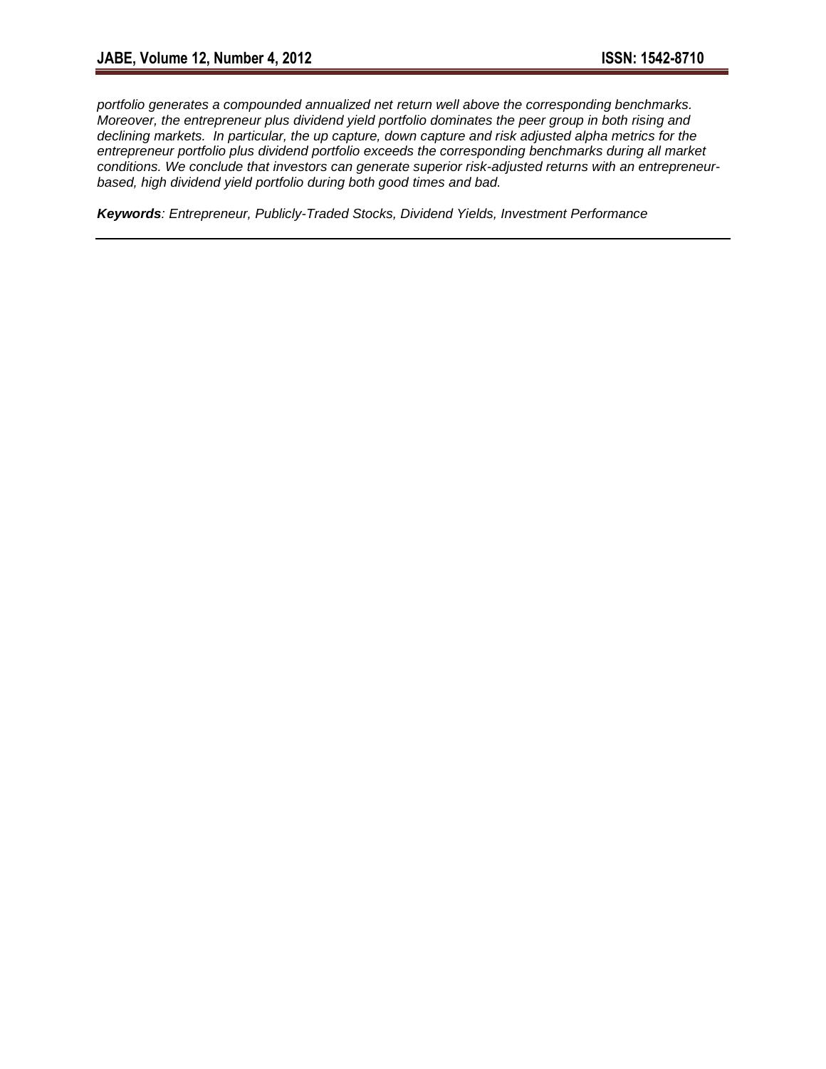*portfolio generates a compounded annualized net return well above the corresponding benchmarks. Moreover, the entrepreneur plus dividend yield portfolio dominates the peer group in both rising and declining markets. In particular, the up capture, down capture and risk adjusted alpha metrics for the entrepreneur portfolio plus dividend portfolio exceeds the corresponding benchmarks during all market conditions. We conclude that investors can generate superior risk-adjusted returns with an entrepreneur-based, high dividend yield portfolio during both good times and bad.*

***Keywords**: Entrepreneur, Publicly-Traded Stocks, Dividend Yields, Investment Performance*